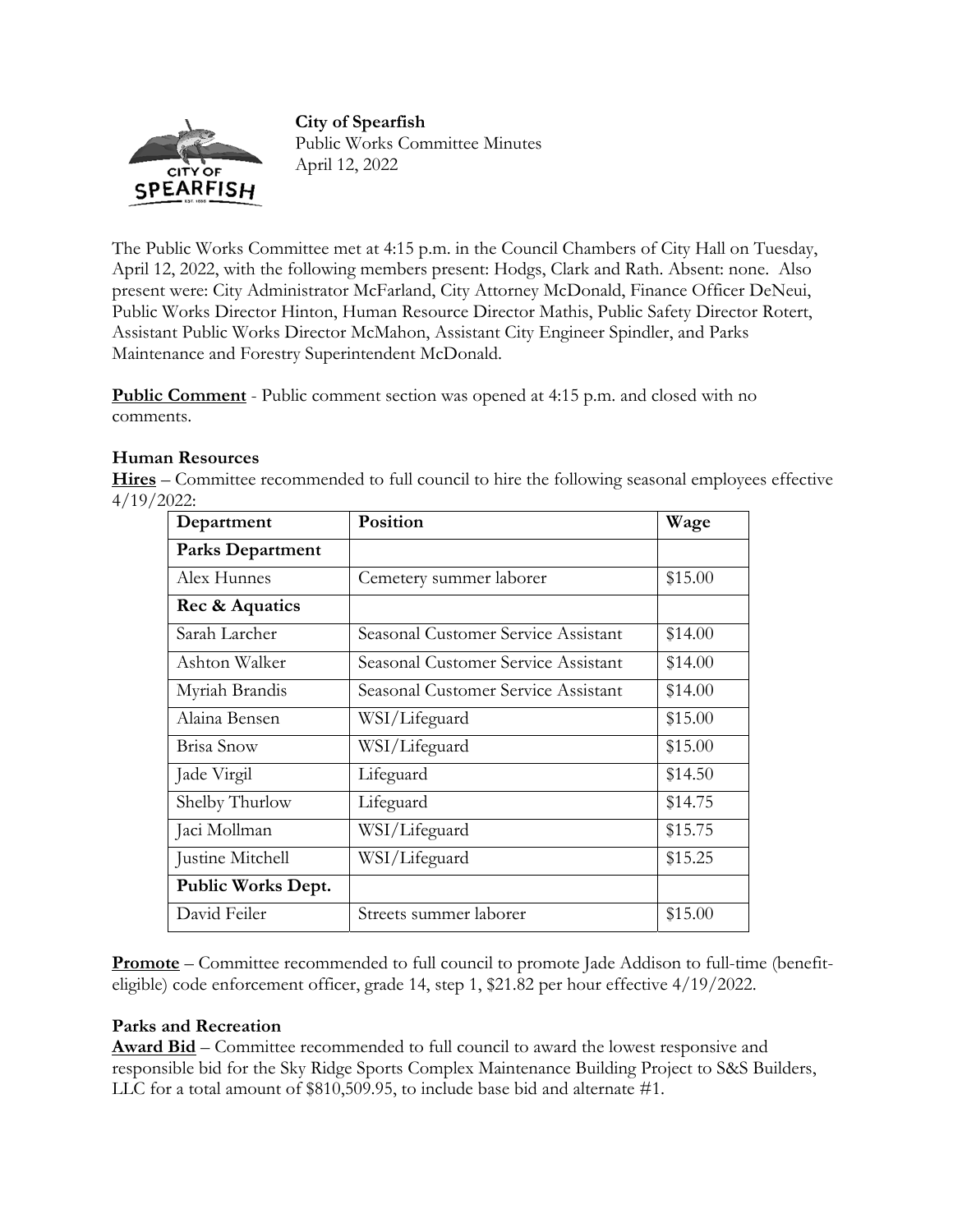**City of Spearfish**
Public Works Committee Minutes
April 12, 2022

The Public Works Committee met at 4:15 p.m. in the Council Chambers of City Hall on Tuesday, April 12, 2022, with the following members present: Hodgs, Clark and Rath. Absent: none. Also present were: City Administrator McFarland, City Attorney McDonald, Finance Officer DeNeui, Public Works Director Hinton, Human Resource Director Mathis, Public Safety Director Rotert, Assistant Public Works Director McMahon, Assistant City Engineer Spindler, and Parks Maintenance and Forestry Superintendent McDonald.

**Public Comment** - Public comment section was opened at 4:15 p.m. and closed with no comments.

**Human Resources**

**Hires** – Committee recommended to full council to hire the following seasonal employees effective 4/19/2022:

| Department | Position | Wage |
|---|---|---|
| **Parks Department** | | |
| Alex Hunnes | Cemetery summer laborer | $15.00 |
| **Rec & Aquatics** | | |
| Sarah Larcher | Seasonal Customer Service Assistant | $14.00 |
| Ashton Walker | Seasonal Customer Service Assistant | $14.00 |
| Myriah Brandis | Seasonal Customer Service Assistant | $14.00 |
| Alaina Bensen | WSI/Lifeguard | $15.00 |
| Brisa Snow | WSI/Lifeguard | $15.00 |
| Jade Virgil | Lifeguard | $14.50 |
| Shelby Thurlow | Lifeguard | $14.75 |
| Jaci Mollman | WSI/Lifeguard | $15.75 |
| Justine Mitchell | WSI/Lifeguard | $15.25 |
| **Public Works Dept.** | | |
| David Feiler | Streets summer laborer | $15.00 |

**Promote** – Committee recommended to full council to promote Jade Addison to full-time (benefit-eligible) code enforcement officer, grade 14, step 1, $21.82 per hour effective 4/19/2022.

**Parks and Recreation**

**Award Bid** – Committee recommended to full council to award the lowest responsive and responsible bid for the Sky Ridge Sports Complex Maintenance Building Project to S&S Builders, LLC for a total amount of $810,509.95, to include base bid and alternate #1.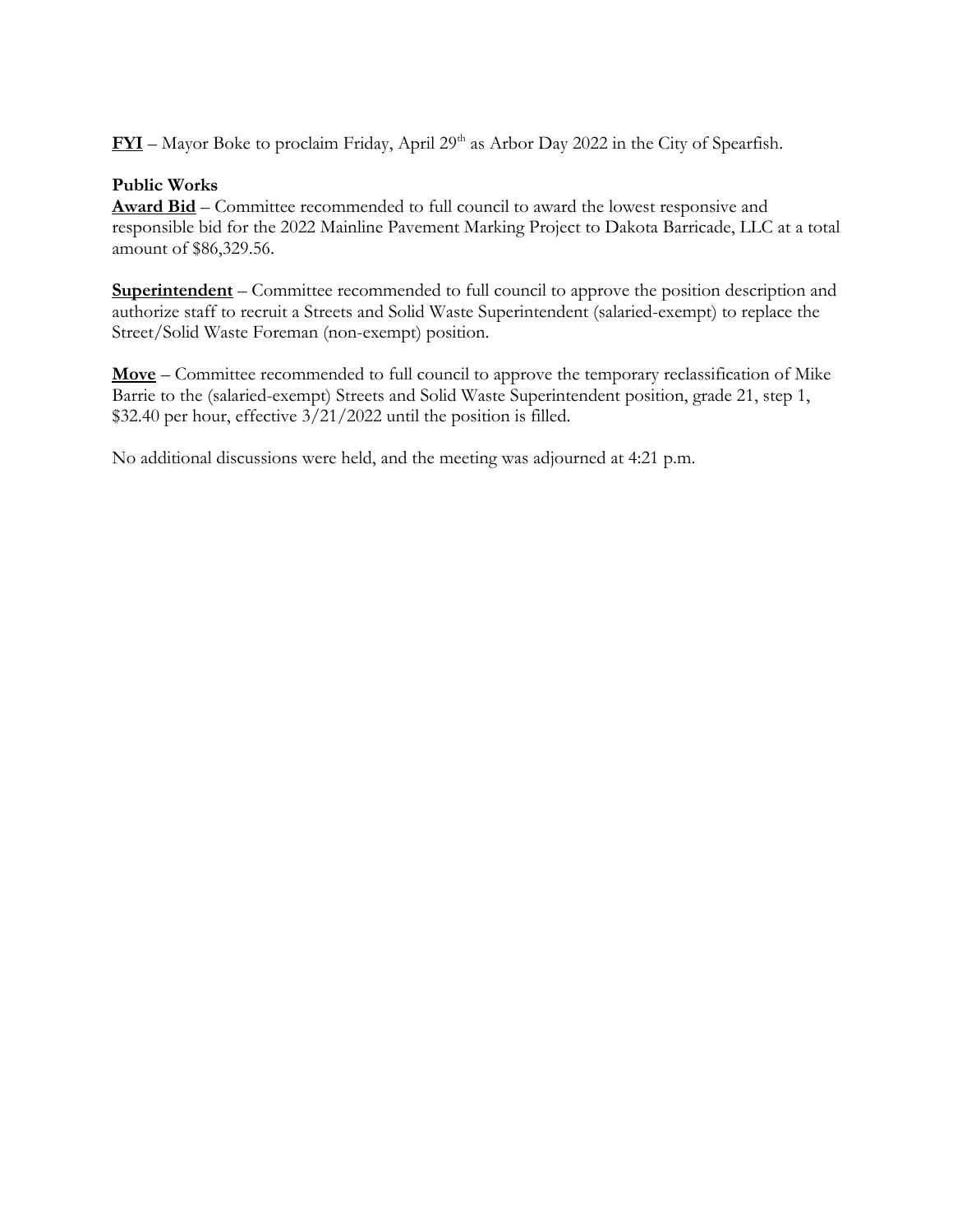**<u>FYI</u>** – Mayor Boke to proclaim Friday, April 29th as Arbor Day 2022 in the City of Spearfish.

**Public Works**

**<u>Award Bid</u>** – Committee recommended to full council to award the lowest responsive and responsible bid for the 2022 Mainline Pavement Marking Project to Dakota Barricade, LLC at a total amount of $86,329.56.

**<u>Superintendent</u>** – Committee recommended to full council to approve the position description and authorize staff to recruit a Streets and Solid Waste Superintendent (salaried-exempt) to replace the Street/Solid Waste Foreman (non-exempt) position.

**<u>Move</u>** – Committee recommended to full council to approve the temporary reclassification of Mike Barrie to the (salaried-exempt) Streets and Solid Waste Superintendent position, grade 21, step 1, $32.40 per hour, effective 3/21/2022 until the position is filled.

No additional discussions were held, and the meeting was adjourned at 4:21 p.m.